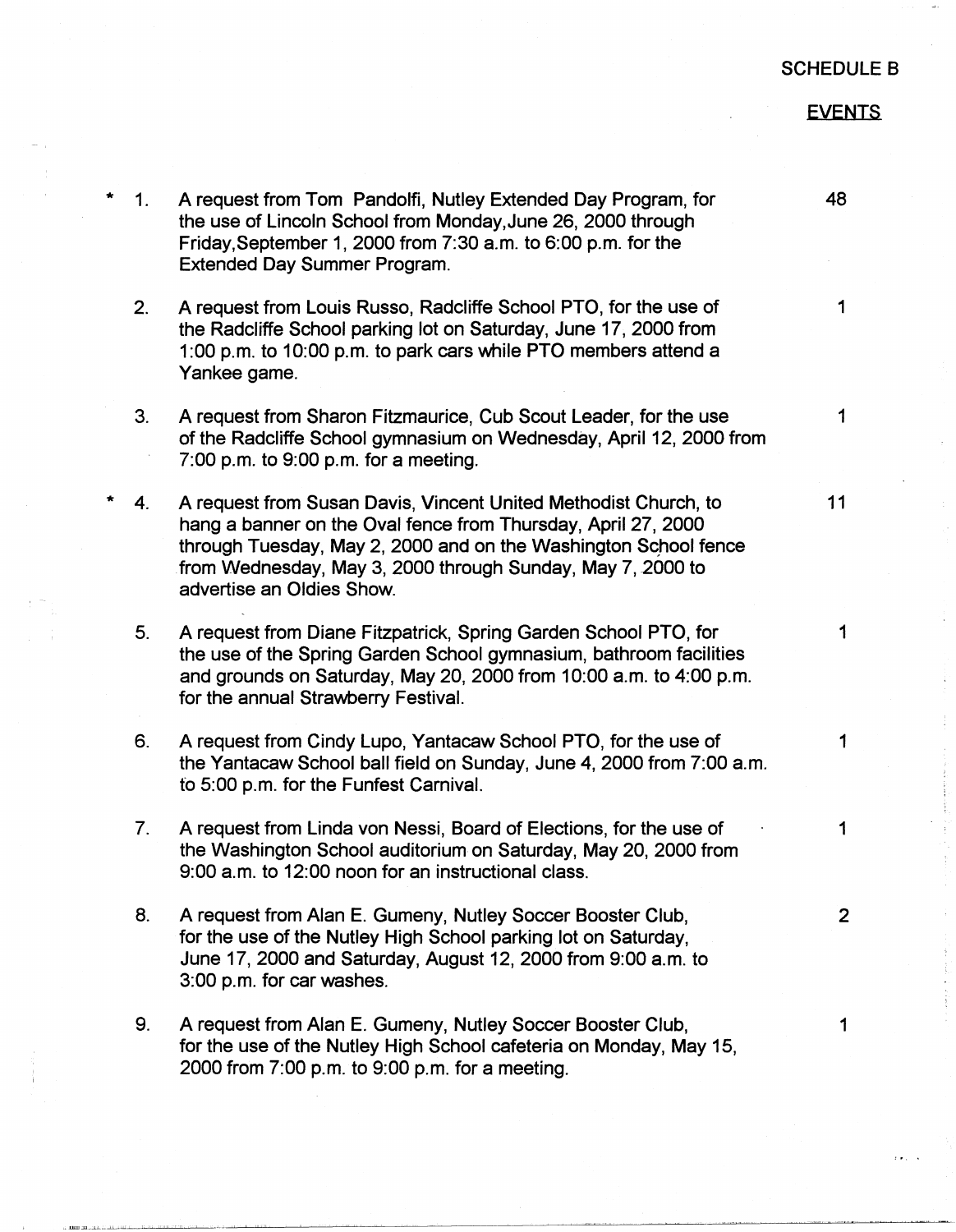SCHEDULE B

EVENTS

| | | | |
|---|---|---|---|
| * | 1. | A request from Tom Pandolfi, Nutley Extended Day Program, for the use of Lincoln School from Monday, June 26, 2000 through Friday, September 1, 2000 from 7:30 a.m. to 6:00 p.m. for the Extended Day Summer Program. | 48 |
| | 2. | A request from Louis Russo, Radcliffe School PTO, for the use of the Radcliffe School parking lot on Saturday, June 17, 2000 from 1:00 p.m. to 10:00 p.m. to park cars while PTO members attend a Yankee game. | 1 |
| | 3. | A request from Sharon Fitzmaurice, Cub Scout Leader, for the use of the Radcliffe School gymnasium on Wednesday, April 12, 2000 from 7:00 p.m. to 9:00 p.m. for a meeting. | 1 |
| * | 4. | A request from Susan Davis, Vincent United Methodist Church, to hang a banner on the Oval fence from Thursday, April 27, 2000 through Tuesday, May 2, 2000 and on the Washington School fence from Wednesday, May 3, 2000 through Sunday, May 7, 2000 to advertise an Oldies Show. | 11 |
| | 5. | A request from Diane Fitzpatrick, Spring Garden School PTO, for the use of the Spring Garden School gymnasium, bathroom facilities and grounds on Saturday, May 20, 2000 from 10:00 a.m. to 4:00 p.m. for the annual Strawberry Festival. | 1 |
| | 6. | A request from Cindy Lupo, Yantacaw School PTO, for the use of the Yantacaw School ball field on Sunday, June 4, 2000 from 7:00 a.m. to 5:00 p.m. for the Funfest Carnival. | 1 |
| | 7. | A request from Linda von Nessi, Board of Elections, for the use of the Washington School auditorium on Saturday, May 20, 2000 from 9:00 a.m. to 12:00 noon for an instructional class. | 1 |
| | 8. | A request from Alan E. Gumeny, Nutley Soccer Booster Club, for the use of the Nutley High School parking lot on Saturday, June 17, 2000 and Saturday, August 12, 2000 from 9:00 a.m. to 3:00 p.m. for car washes. | 2 |
| | 9. | A request from Alan E. Gumeny, Nutley Soccer Booster Club, for the use of the Nutley High School cafeteria on Monday, May 15, 2000 from 7:00 p.m. to 9:00 p.m. for a meeting. | 1 |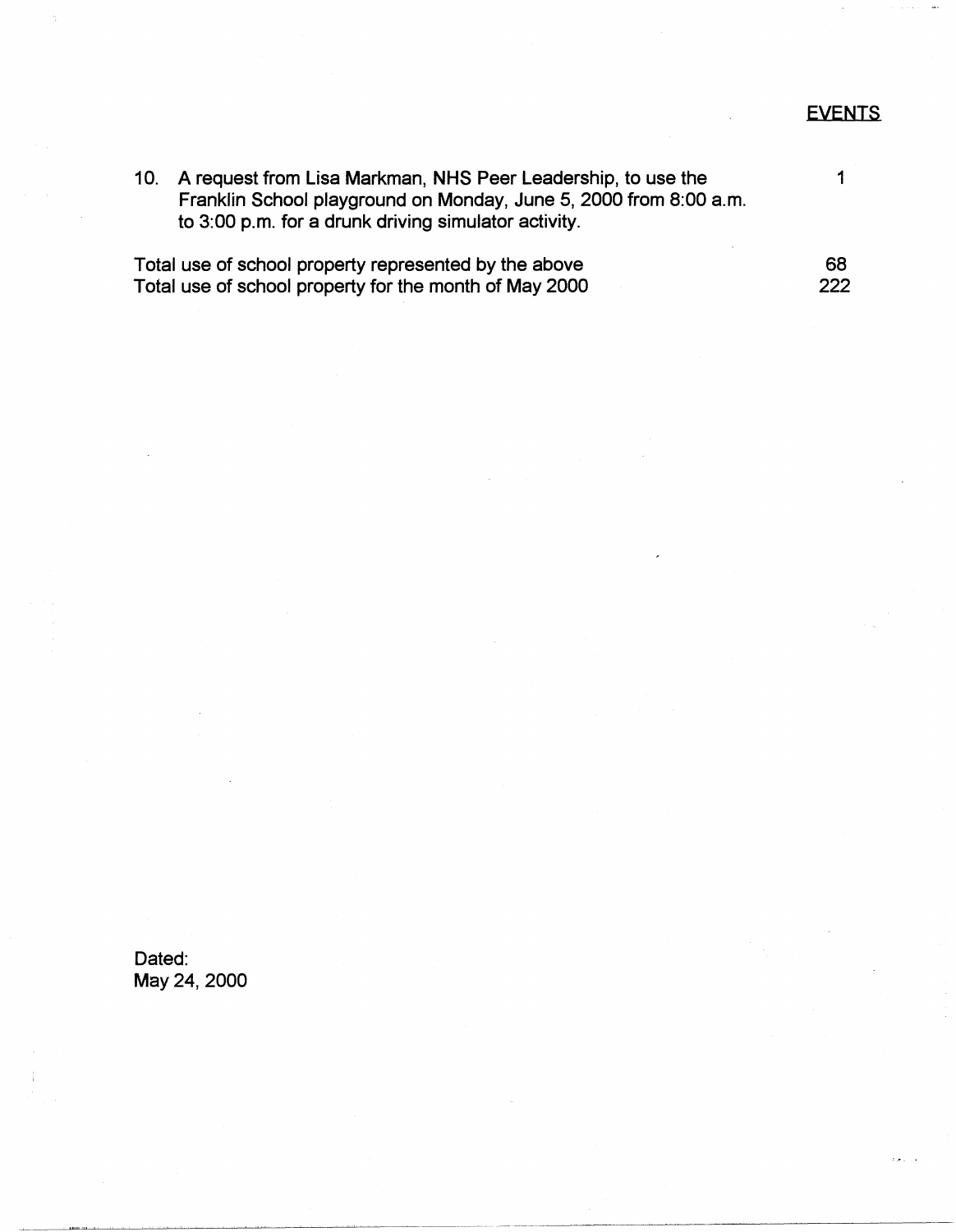**EVENTS**

| | |
|---|---|
| 10. A request from Lisa Markman, NHS Peer Leadership, to use the Franklin School playground on Monday, June 5, 2000 from 8:00 a.m. to 3:00 p.m. for a drunk driving simulator activity. | 1 |
| Total use of school property represented by the above | 68 |
| Total use of school property for the month of May 2000 | 222 |

Dated:
May 24, 2000